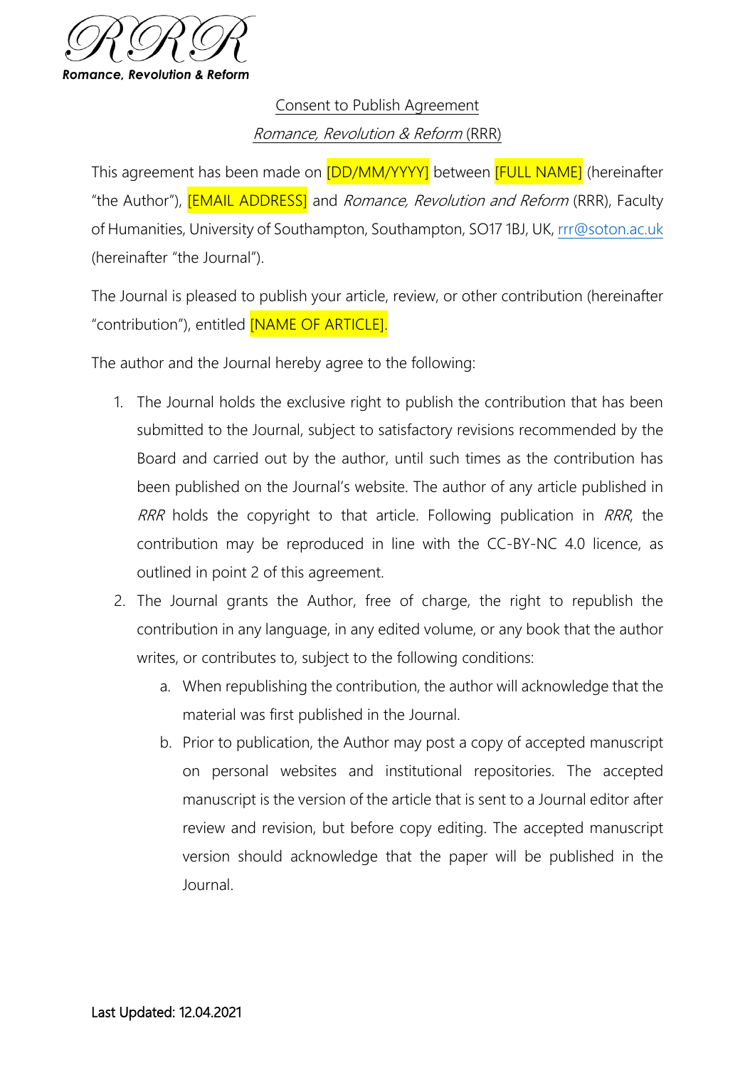RRR

*Romance, Revolution & Reform*

Consent to Publish Agreement

*Romance, Revolution & Reform* (RRR)

This agreement has been made on [DD/MM/YYYY] between [FULL NAME] (hereinafter "the Author"), [EMAIL ADDRESS] and *Romance, Revolution and Reform* (RRR), Faculty of Humanities, University of Southampton, Southampton, SO17 1BJ, UK, rrr@soton.ac.uk (hereinafter "the Journal").

The Journal is pleased to publish your article, review, or other contribution (hereinafter "contribution"), entitled [NAME OF ARTICLE].

The author and the Journal hereby agree to the following:

1. The Journal holds the exclusive right to publish the contribution that has been submitted to the Journal, subject to satisfactory revisions recommended by the Board and carried out by the author, until such times as the contribution has been published on the Journal's website. The author of any article published in *RRR* holds the copyright to that article. Following publication in *RRR*, the contribution may be reproduced in line with the CC-BY-NC 4.0 licence, as outlined in point 2 of this agreement.
2. The Journal grants the Author, free of charge, the right to republish the contribution in any language, in any edited volume, or any book that the author writes, or contributes to, subject to the following conditions:
    a. When republishing the contribution, the author will acknowledge that the material was first published in the Journal.
    b. Prior to publication, the Author may post a copy of accepted manuscript on personal websites and institutional repositories. The accepted manuscript is the version of the article that is sent to a Journal editor after review and revision, but before copy editing. The accepted manuscript version should acknowledge that the paper will be published in the Journal.

Last Updated: 12.04.2021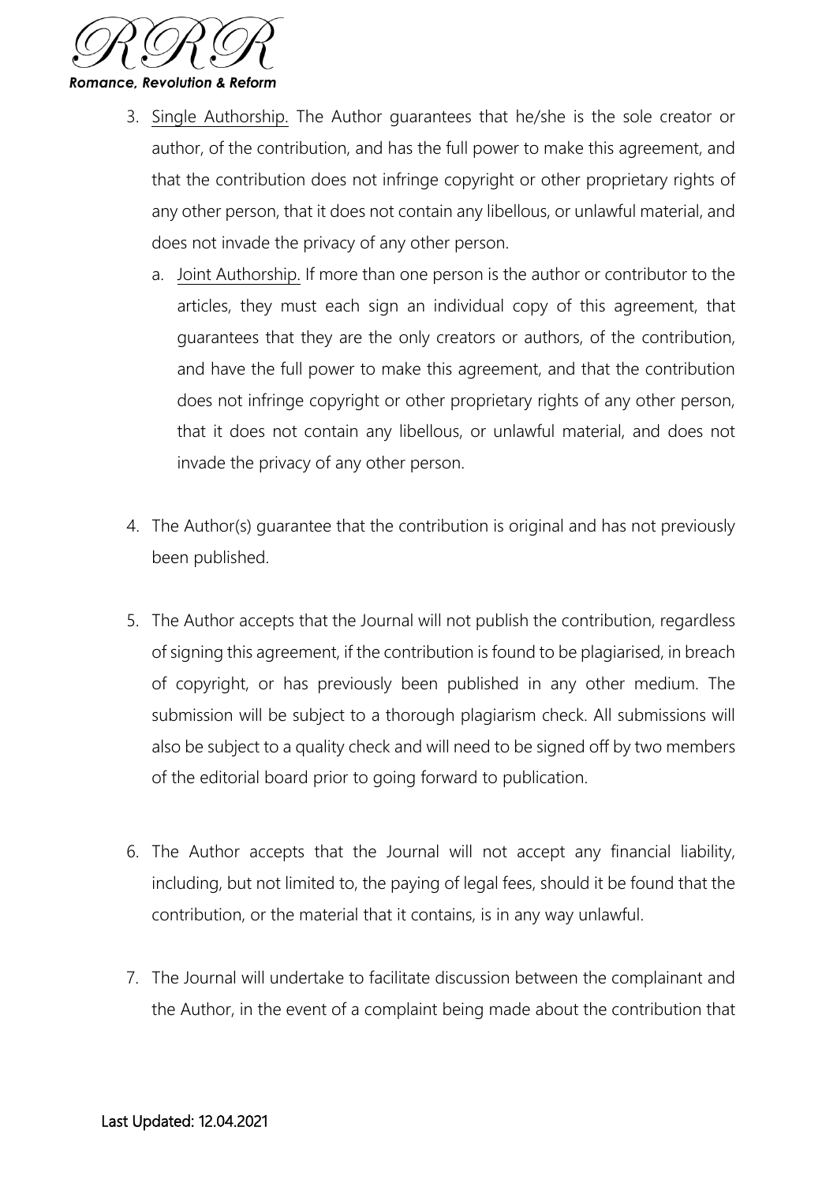3. Single Authorship. The Author guarantees that he/she is the sole creator or author, of the contribution, and has the full power to make this agreement, and that the contribution does not infringe copyright or other proprietary rights of any other person, that it does not contain any libellous, or unlawful material, and does not invade the privacy of any other person.
   a. Joint Authorship. If more than one person is the author or contributor to the articles, they must each sign an individual copy of this agreement, that guarantees that they are the only creators or authors, of the contribution, and have the full power to make this agreement, and that the contribution does not infringe copyright or other proprietary rights of any other person, that it does not contain any libellous, or unlawful material, and does not invade the privacy of any other person.

4. The Author(s) guarantee that the contribution is original and has not previously been published.

5. The Author accepts that the Journal will not publish the contribution, regardless of signing this agreement, if the contribution is found to be plagiarised, in breach of copyright, or has previously been published in any other medium. The submission will be subject to a thorough plagiarism check. All submissions will also be subject to a quality check and will need to be signed off by two members of the editorial board prior to going forward to publication.

6. The Author accepts that the Journal will not accept any financial liability, including, but not limited to, the paying of legal fees, should it be found that the contribution, or the material that it contains, is in any way unlawful.

7. The Journal will undertake to facilitate discussion between the complainant and the Author, in the event of a complaint being made about the contribution that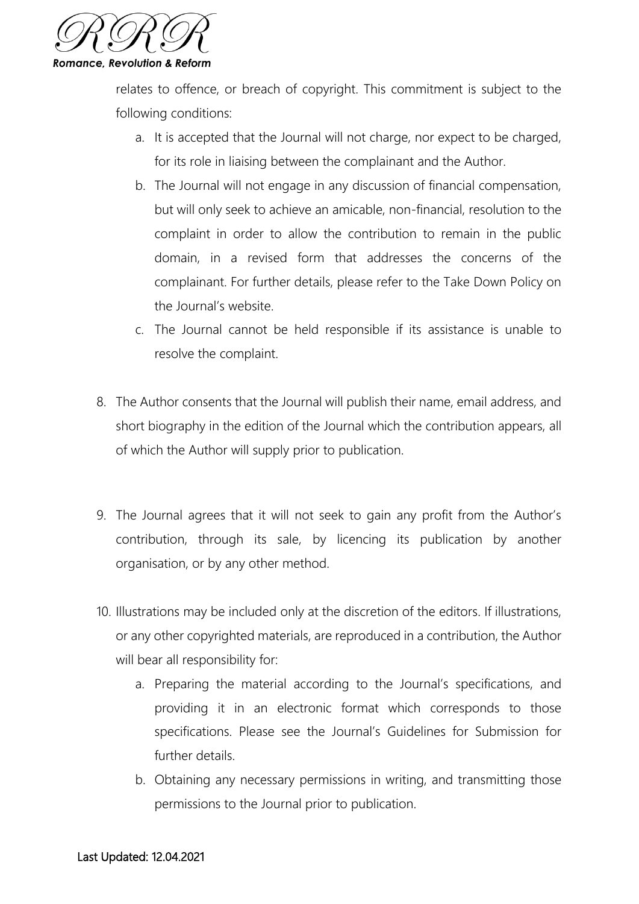relates to offence, or breach of copyright. This commitment is subject to the following conditions:

   a. It is accepted that the Journal will not charge, nor expect to be charged, for its role in liaising between the complainant and the Author.
   b. The Journal will not engage in any discussion of financial compensation, but will only seek to achieve an amicable, non-financial, resolution to the complaint in order to allow the contribution to remain in the public domain, in a revised form that addresses the concerns of the complainant. For further details, please refer to the Take Down Policy on the Journal's website.
   c. The Journal cannot be held responsible if its assistance is unable to resolve the complaint.

8. The Author consents that the Journal will publish their name, email address, and short biography in the edition of the Journal which the contribution appears, all of which the Author will supply prior to publication.

9. The Journal agrees that it will not seek to gain any profit from the Author's contribution, through its sale, by licencing its publication by another organisation, or by any other method.

10. Illustrations may be included only at the discretion of the editors. If illustrations, or any other copyrighted materials, are reproduced in a contribution, the Author will bear all responsibility for:
    a. Preparing the material according to the Journal's specifications, and providing it in an electronic format which corresponds to those specifications. Please see the Journal's Guidelines for Submission for further details.
    b. Obtaining any necessary permissions in writing, and transmitting those permissions to the Journal prior to publication.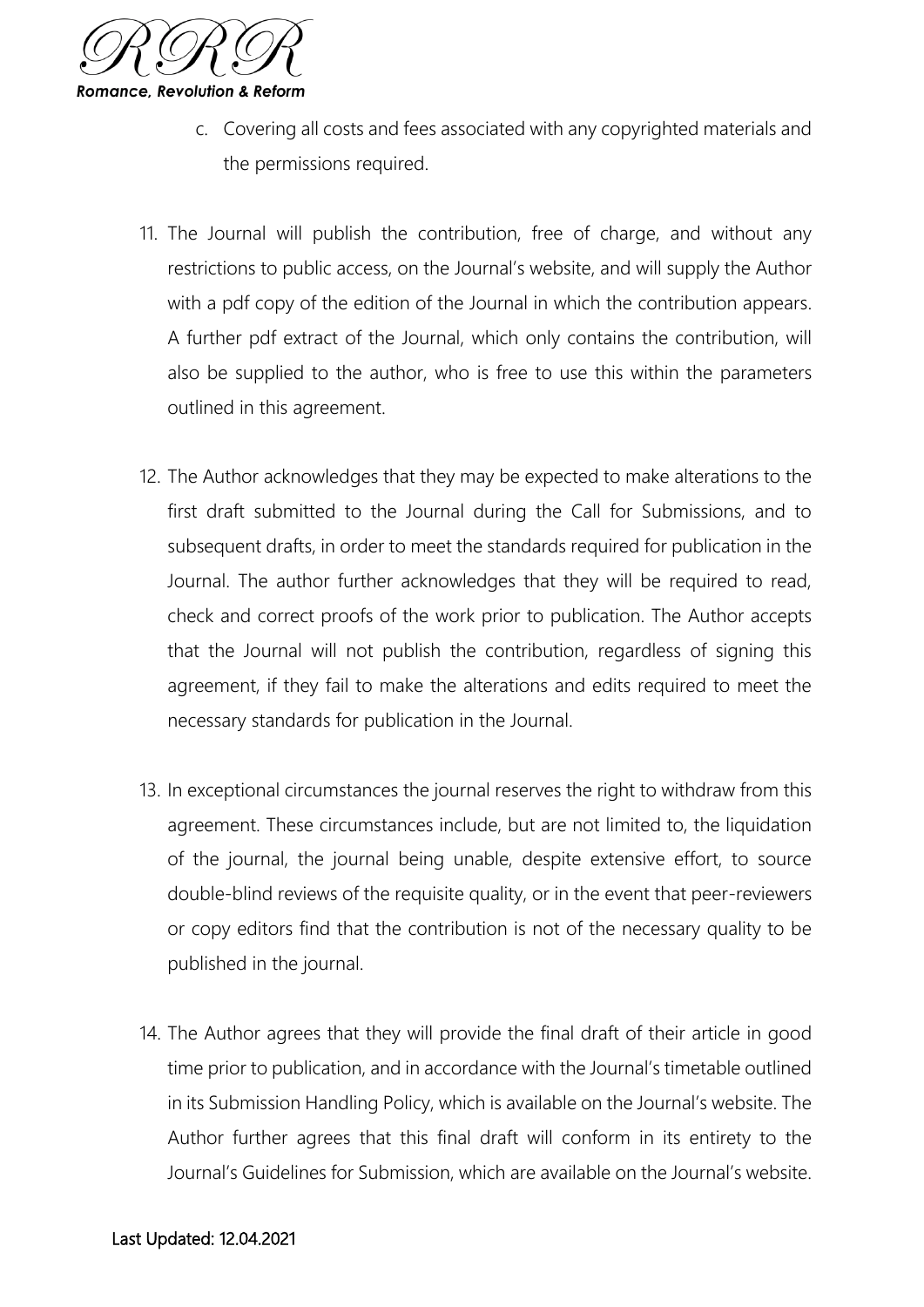c. Covering all costs and fees associated with any copyrighted materials and the permissions required.

11. The Journal will publish the contribution, free of charge, and without any restrictions to public access, on the Journal's website, and will supply the Author with a pdf copy of the edition of the Journal in which the contribution appears. A further pdf extract of the Journal, which only contains the contribution, will also be supplied to the author, who is free to use this within the parameters outlined in this agreement.

12. The Author acknowledges that they may be expected to make alterations to the first draft submitted to the Journal during the Call for Submissions, and to subsequent drafts, in order to meet the standards required for publication in the Journal. The author further acknowledges that they will be required to read, check and correct proofs of the work prior to publication. The Author accepts that the Journal will not publish the contribution, regardless of signing this agreement, if they fail to make the alterations and edits required to meet the necessary standards for publication in the Journal.

13. In exceptional circumstances the journal reserves the right to withdraw from this agreement. These circumstances include, but are not limited to, the liquidation of the journal, the journal being unable, despite extensive effort, to source double-blind reviews of the requisite quality, or in the event that peer-reviewers or copy editors find that the contribution is not of the necessary quality to be published in the journal.

14. The Author agrees that they will provide the final draft of their article in good time prior to publication, and in accordance with the Journal's timetable outlined in its Submission Handling Policy, which is available on the Journal's website. The Author further agrees that this final draft will conform in its entirety to the Journal's Guidelines for Submission, which are available on the Journal's website.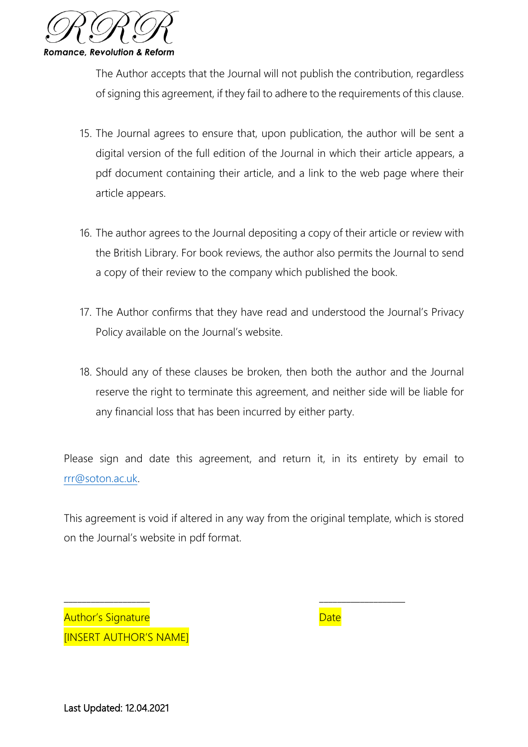The Author accepts that the Journal will not publish the contribution, regardless of signing this agreement, if they fail to adhere to the requirements of this clause.

15. The Journal agrees to ensure that, upon publication, the author will be sent a digital version of the full edition of the Journal in which their article appears, a pdf document containing their article, and a link to the web page where their article appears.

16. The author agrees to the Journal depositing a copy of their article or review with the British Library. For book reviews, the author also permits the Journal to send a copy of their review to the company which published the book.

17. The Author confirms that they have read and understood the Journal's Privacy Policy available on the Journal's website.

18. Should any of these clauses be broken, then both the author and the Journal reserve the right to terminate this agreement, and neither side will be liable for any financial loss that has been incurred by either party.

Please sign and date this agreement, and return it, in its entirety by email to rrr@soton.ac.uk.

This agreement is void if altered in any way from the original template, which is stored on the Journal's website in pdf format.

_________________ _________________

Author's Signature Date

[INSERT AUTHOR'S NAME]

Last Updated: 12.04.2021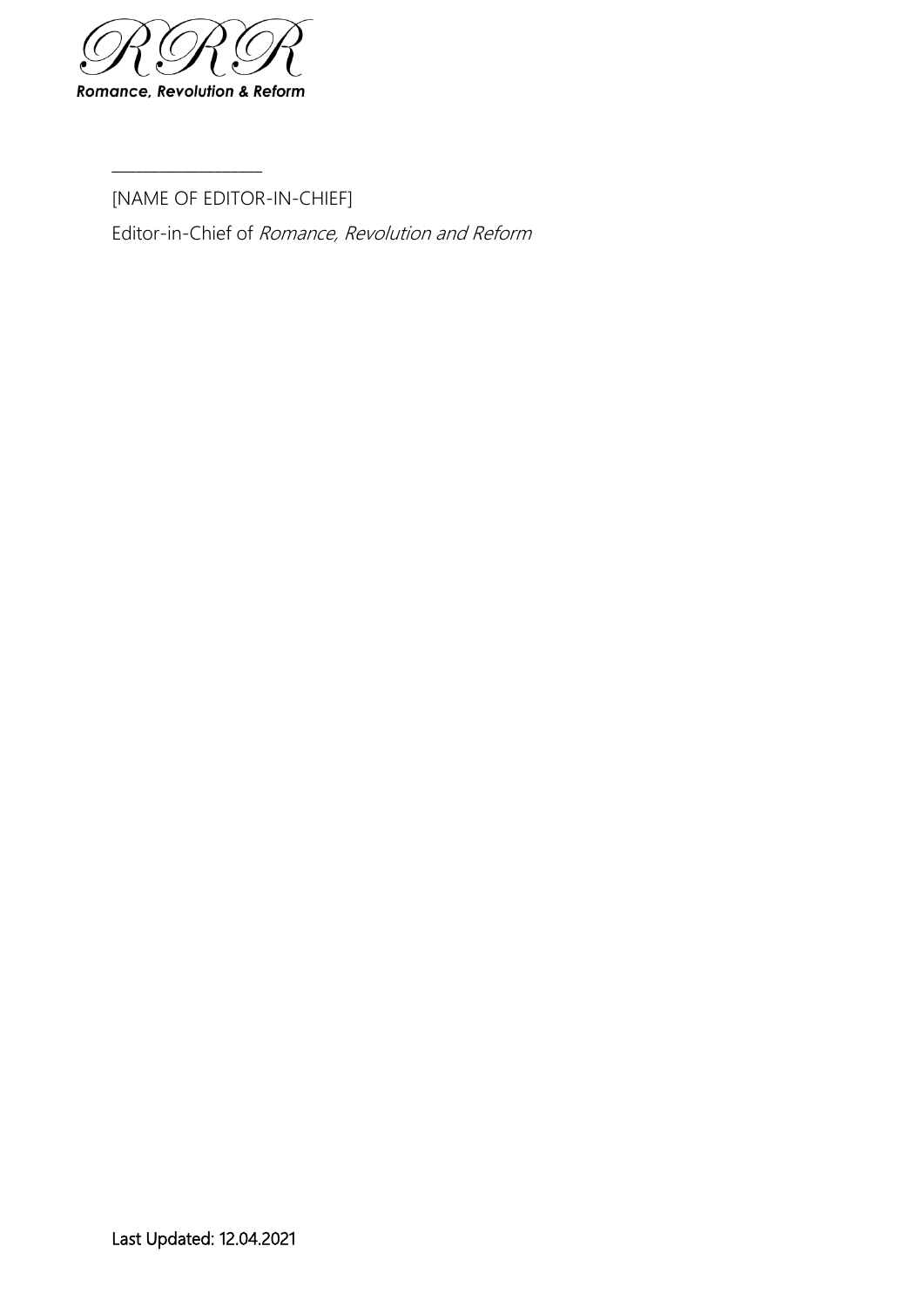RRR

*Romance, Revolution & Reform*

___________________

[NAME OF EDITOR-IN-CHIEF]

Editor-in-Chief of *Romance, Revolution and Reform*

Last Updated: 12.04.2021